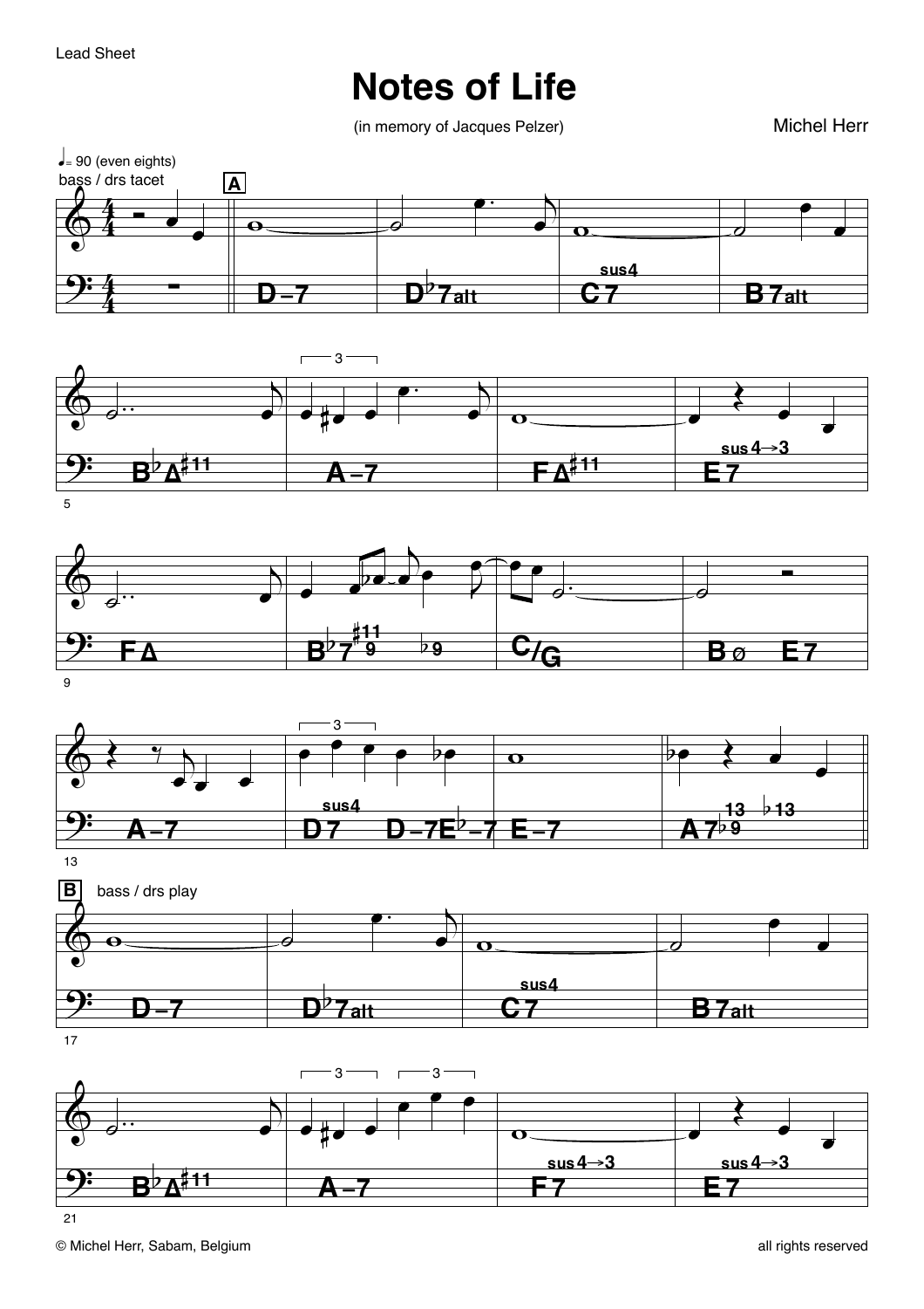Lead Sheet

# Notes of Life

(in memory of Jacques Pelzer)

Michel Herr

♩= 90 (even eighths)

bass / drs tacet

**A**

D–7 | D♭7alt | C7sus4 | B7alt

B♭Δ♯11 | A–7 | FΔ♯11 | E7sus4→3

FΔ | B♭7♯11 9 ♭9 | C/G | Bø E7

A–7 | D7sus4 D–7 E♭–7 | E–7 | A7♭9 13 ♭13

**B** bass / drs play

D–7 | D♭7alt | C7sus4 | B7alt

B♭Δ♯11 | A–7 | F7sus4→3 | E7sus4→3

© Michel Herr, Sabam, Belgium

all rights reserved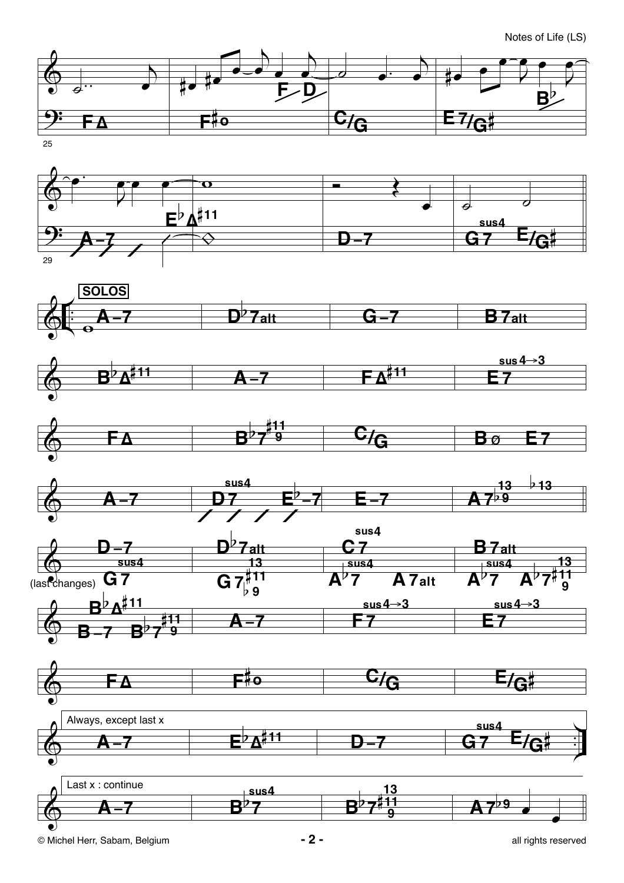F∆ | F♯o | C/G | E7/G♯

A–7 | E♭∆♯11 | D–7 | G7sus4 E/G♯

**SOLOS**

A–7 | D♭7alt | G–7 | B7alt

B♭∆♯11 | A–7 | F∆♯11 | E7sus4→3

F∆ | B♭7♯11♭9 | C/G | Bø E7

A–7 | D7sus4 E♭–7 | E–7 | A7♭9 13 ♭13

D–7 | D♭7alt | C7sus4 | B7alt

(last changes) G7sus4 | G7♯11♭9 13 | A♭7sus4 A7alt | A♭7sus4 A♭7♯11 9 13

B♭∆♯11 (B–7 B♭7♯11 9) | A–7 | F7sus4→3 | E7sus4→3

F∆ | F♯o | C/G | E/G♯

Always, except last x

A–7 | E♭∆♯11 | D–7 | G7sus4 E/G♯

Last x : continue

A–7 | B♭7sus4 | B♭7♯11 9 13 | A7♭9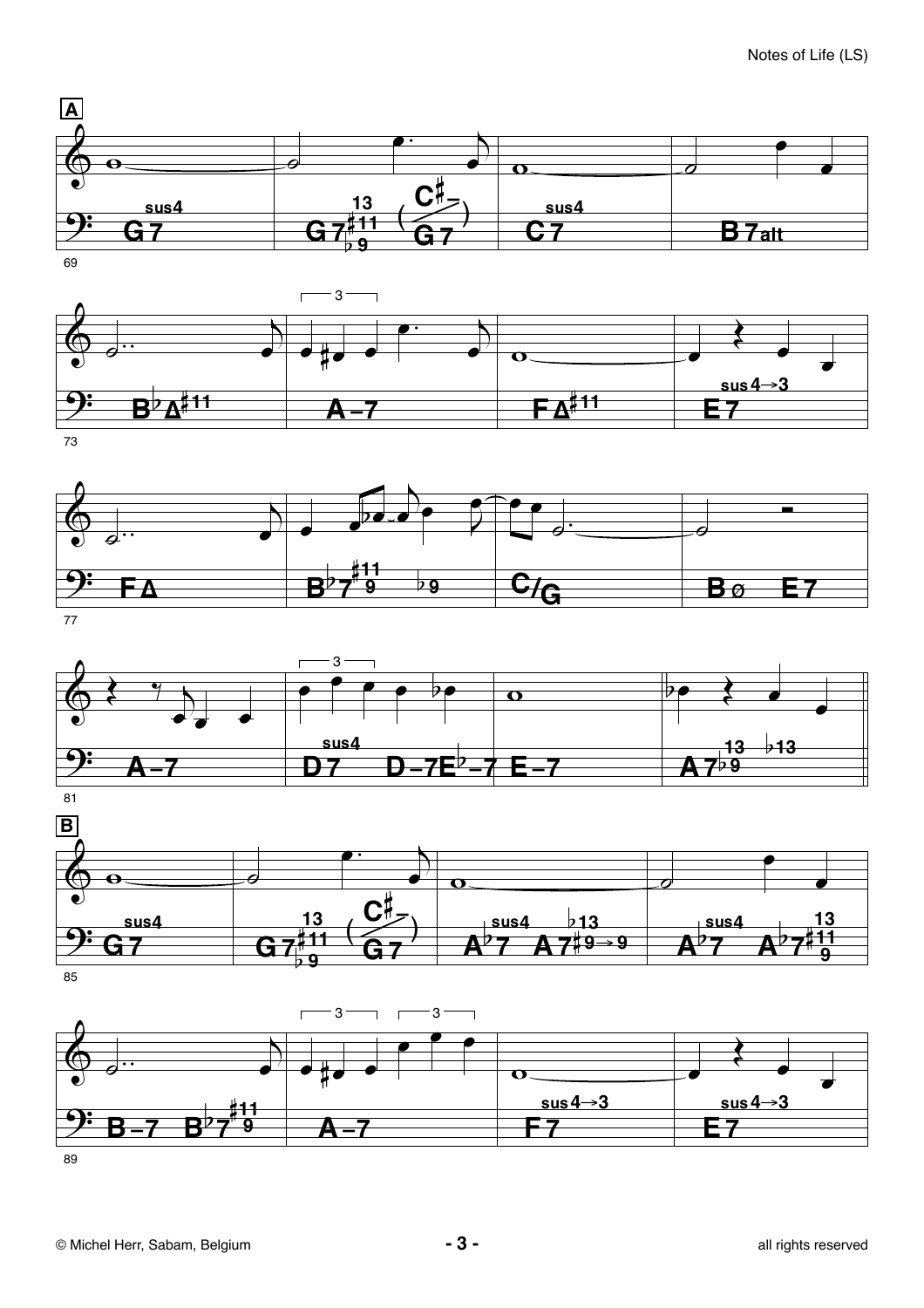**A**

| 69 | | | |
|---|---|---|---|
| G7sus4 | G7(13, #11, b9) (C#-/G7) | C7sus4 | B7alt |

| 73 | | | |
|---|---|---|---|
| BbΔ#11 | A-7 | FΔ#11 | E7 sus4→3 |

| 77 | | | |
|---|---|---|---|
| FΔ | Bb7(#11, 9) b9 | C/G | Bø E7 |

| 81 | | | |
|---|---|---|---|
| A-7 | D7sus4 D-7 Eb-7 | E-7 | A7(13, b9) b13 |

**B**

| 85 | | | |
|---|---|---|---|
| G7sus4 | G7(13, #11, b9) (C#-/G7) | Ab7sus4 A7(b13, #9→9) | Ab7sus4 Ab7(13, #11, 9) |

| 89 | | | |
|---|---|---|---|
| B-7 Bb7(#11, 9) | A-7 | F7 sus4→3 | E7 sus4→3 |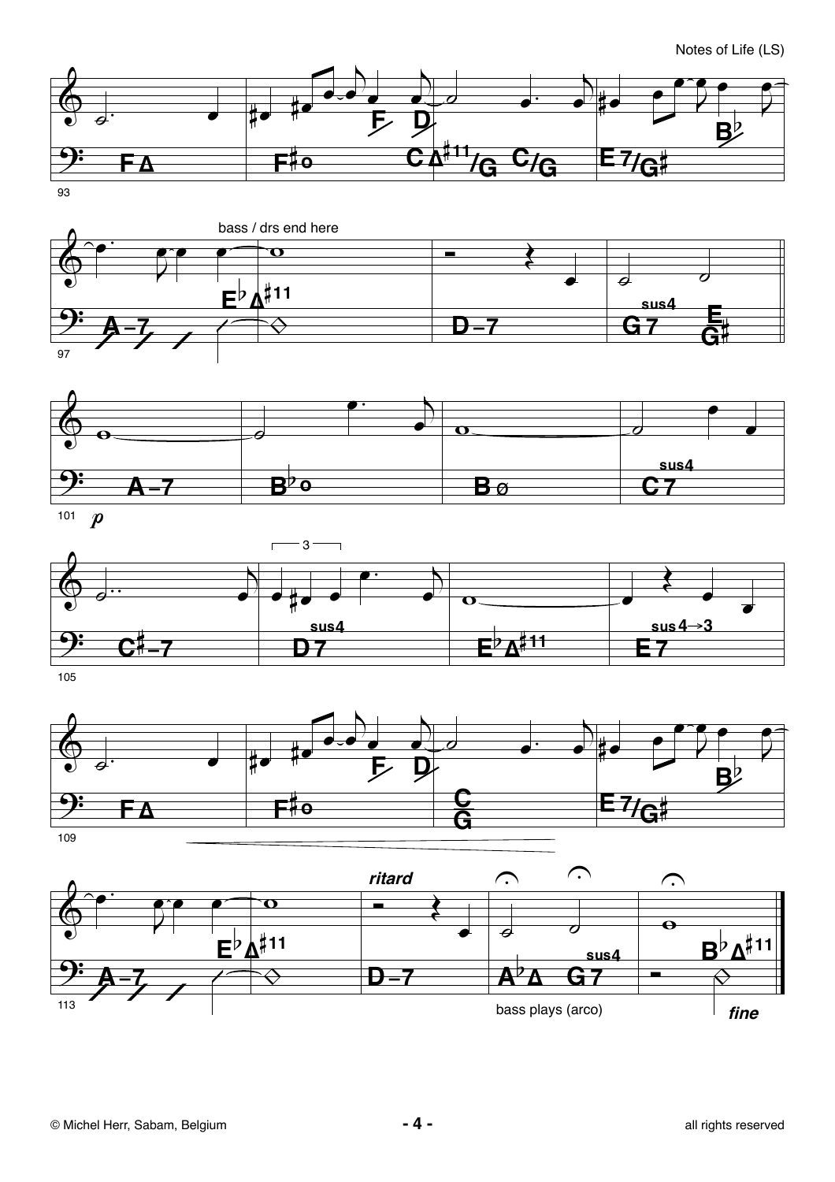bass / drs end here

*p*

ritard

bass plays (arco)

fine